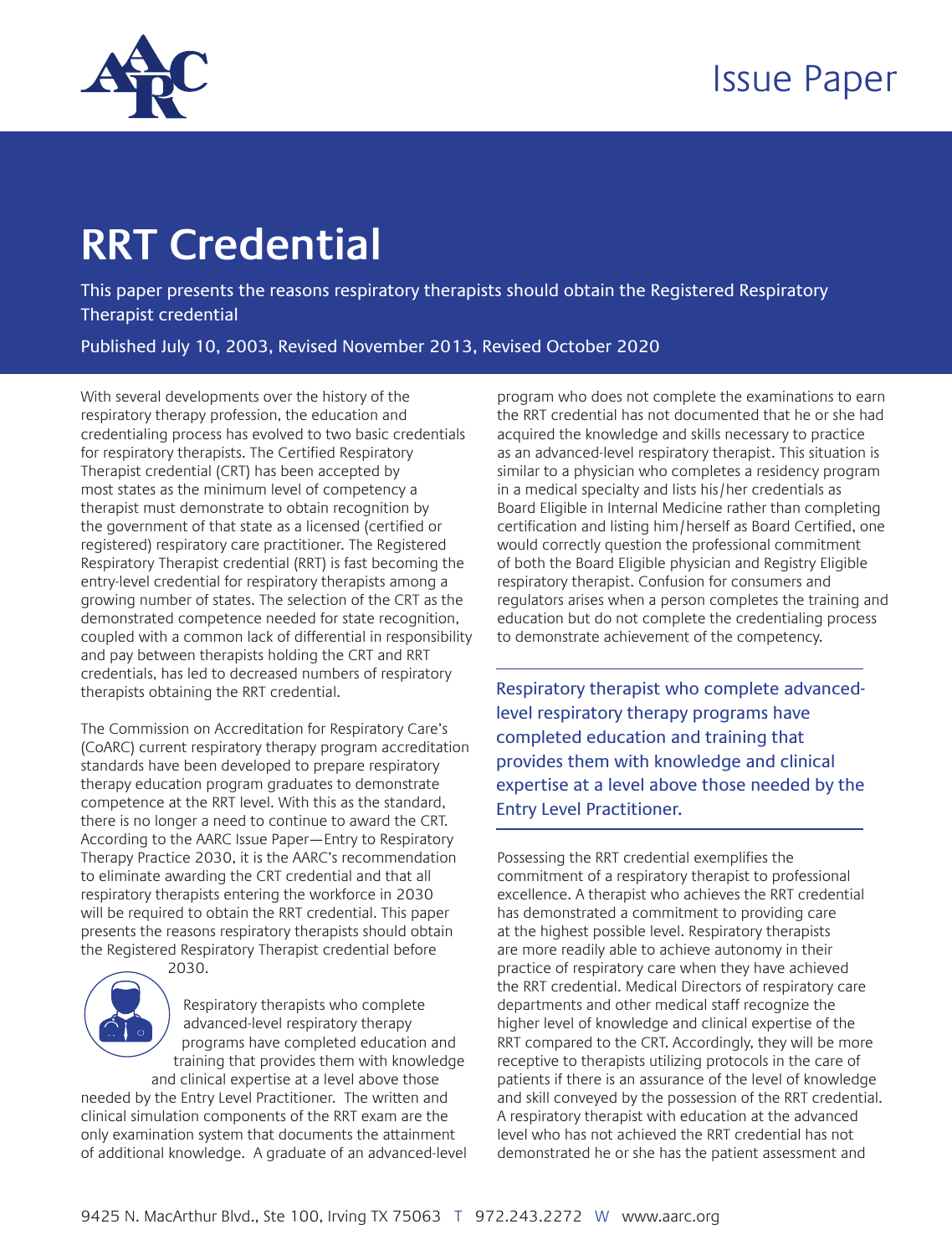Issue Paper

# RRT Credential

This paper presents the reasons respiratory therapists should obtain the Registered Respiratory Therapist credential

Published July 10, 2003, Revised November 2013, Revised October 2020

With several developments over the history of the respiratory therapy profession, the education and credentialing process has evolved to two basic credentials for respiratory therapists. The Certified Respiratory Therapist credential (CRT) has been accepted by most states as the minimum level of competency a therapist must demonstrate to obtain recognition by the government of that state as a licensed (certified or registered) respiratory care practitioner. The Registered Respiratory Therapist credential (RRT) is fast becoming the entry-level credential for respiratory therapists among a growing number of states. The selection of the CRT as the demonstrated competence needed for state recognition, coupled with a common lack of differential in responsibility and pay between therapists holding the CRT and RRT credentials, has led to decreased numbers of respiratory therapists obtaining the RRT credential.

The Commission on Accreditation for Respiratory Care's (CoARC) current respiratory therapy program accreditation standards have been developed to prepare respiratory therapy education program graduates to demonstrate competence at the RRT level. With this as the standard, there is no longer a need to continue to award the CRT. According to the AARC Issue Paper—Entry to Respiratory Therapy Practice 2030, it is the AARC's recommendation to eliminate awarding the CRT credential and that all respiratory therapists entering the workforce in 2030 will be required to obtain the RRT credential. This paper presents the reasons respiratory therapists should obtain the Registered Respiratory Therapist credential before 2030.

Respiratory therapists who complete advanced-level respiratory therapy programs have completed education and training that provides them with knowledge and clinical expertise at a level above those needed by the Entry Level Practitioner. The written and clinical simulation components of the RRT exam are the only examination system that documents the attainment of additional knowledge. A graduate of an advanced-level program who does not complete the examinations to earn the RRT credential has not documented that he or she had acquired the knowledge and skills necessary to practice as an advanced-level respiratory therapist. This situation is similar to a physician who completes a residency program in a medical specialty and lists his/her credentials as Board Eligible in Internal Medicine rather than completing certification and listing him/herself as Board Certified, one would correctly question the professional commitment of both the Board Eligible physician and Registry Eligible respiratory therapist. Confusion for consumers and regulators arises when a person completes the training and education but do not complete the credentialing process to demonstrate achievement of the competency.

> Respiratory therapist who complete advanced-level respiratory therapy programs have completed education and training that provides them with knowledge and clinical expertise at a level above those needed by the Entry Level Practitioner.

Possessing the RRT credential exemplifies the commitment of a respiratory therapist to professional excellence. A therapist who achieves the RRT credential has demonstrated a commitment to providing care at the highest possible level. Respiratory therapists are more readily able to achieve autonomy in their practice of respiratory care when they have achieved the RRT credential. Medical Directors of respiratory care departments and other medical staff recognize the higher level of knowledge and clinical expertise of the RRT compared to the CRT. Accordingly, they will be more receptive to therapists utilizing protocols in the care of patients if there is an assurance of the level of knowledge and skill conveyed by the possession of the RRT credential. A respiratory therapist with education at the advanced level who has not achieved the RRT credential has not demonstrated he or she has the patient assessment and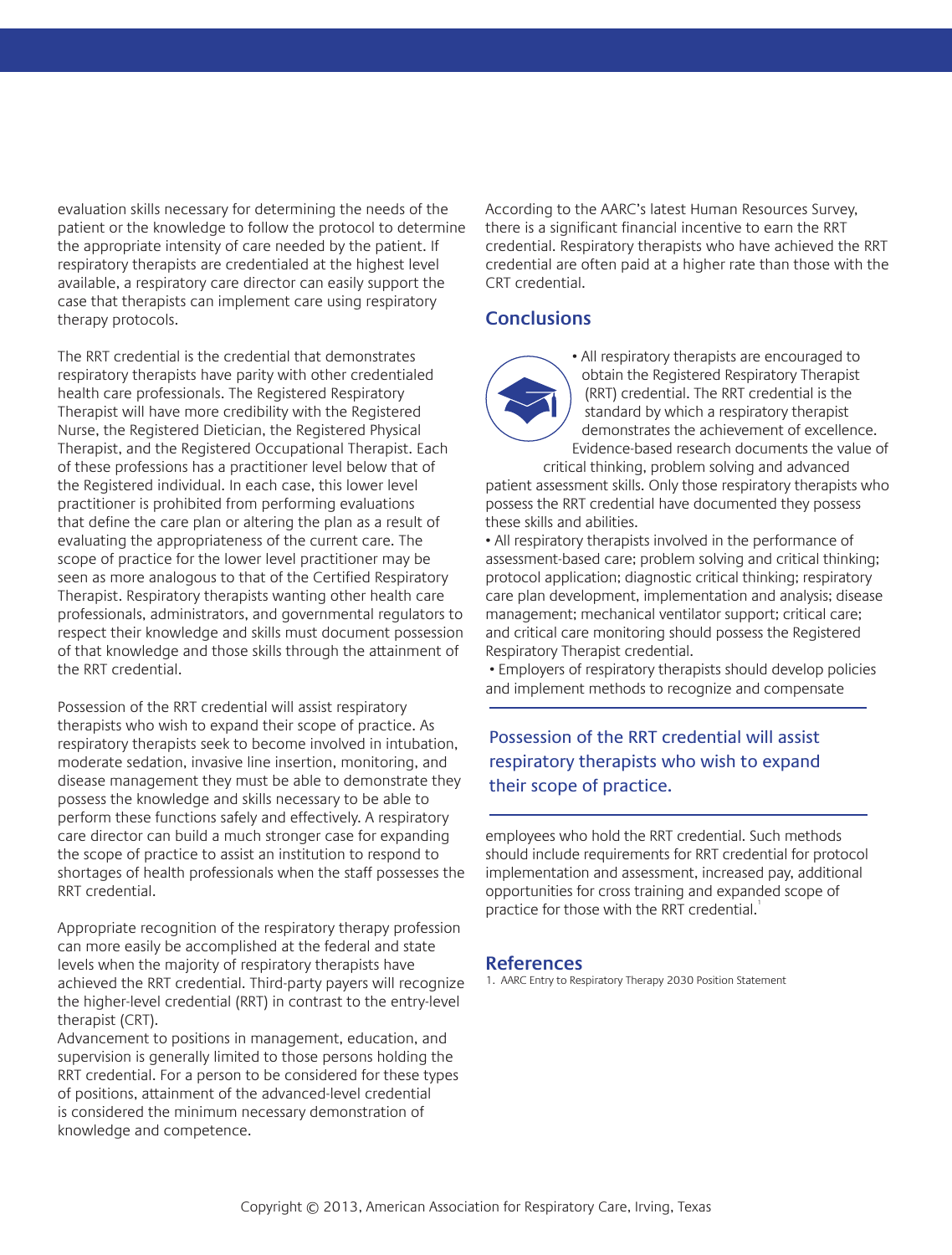evaluation skills necessary for determining the needs of the patient or the knowledge to follow the protocol to determine the appropriate intensity of care needed by the patient. If respiratory therapists are credentialed at the highest level available, a respiratory care director can easily support the case that therapists can implement care using respiratory therapy protocols.

The RRT credential is the credential that demonstrates respiratory therapists have parity with other credentialed health care professionals. The Registered Respiratory Therapist will have more credibility with the Registered Nurse, the Registered Dietician, the Registered Physical Therapist, and the Registered Occupational Therapist. Each of these professions has a practitioner level below that of the Registered individual. In each case, this lower level practitioner is prohibited from performing evaluations that define the care plan or altering the plan as a result of evaluating the appropriateness of the current care. The scope of practice for the lower level practitioner may be seen as more analogous to that of the Certified Respiratory Therapist. Respiratory therapists wanting other health care professionals, administrators, and governmental regulators to respect their knowledge and skills must document possession of that knowledge and those skills through the attainment of the RRT credential.

Possession of the RRT credential will assist respiratory therapists who wish to expand their scope of practice. As respiratory therapists seek to become involved in intubation, moderate sedation, invasive line insertion, monitoring, and disease management they must be able to demonstrate they possess the knowledge and skills necessary to be able to perform these functions safely and effectively. A respiratory care director can build a much stronger case for expanding the scope of practice to assist an institution to respond to shortages of health professionals when the staff possesses the RRT credential.

Appropriate recognition of the respiratory therapy profession can more easily be accomplished at the federal and state levels when the majority of respiratory therapists have achieved the RRT credential. Third-party payers will recognize the higher-level credential (RRT) in contrast to the entry-level therapist (CRT).

Advancement to positions in management, education, and supervision is generally limited to those persons holding the RRT credential. For a person to be considered for these types of positions, attainment of the advanced-level credential is considered the minimum necessary demonstration of knowledge and competence.

According to the AARC's latest Human Resources Survey, there is a significant financial incentive to earn the RRT credential. Respiratory therapists who have achieved the RRT credential are often paid at a higher rate than those with the CRT credential.

## Conclusions

- All respiratory therapists are encouraged to obtain the Registered Respiratory Therapist (RRT) credential. The RRT credential is the standard by which a respiratory therapist demonstrates the achievement of excellence. Evidence-based research documents the value of critical thinking, problem solving and advanced patient assessment skills. Only those respiratory therapists who possess the RRT credential have documented they possess these skills and abilities.
- All respiratory therapists involved in the performance of assessment-based care; problem solving and critical thinking; protocol application; diagnostic critical thinking; respiratory care plan development, implementation and analysis; disease management; mechanical ventilator support; critical care; and critical care monitoring should possess the Registered Respiratory Therapist credential.
- Employers of respiratory therapists should develop policies and implement methods to recognize and compensate employees who hold the RRT credential. Such methods should include requirements for RRT credential for protocol implementation and assessment, increased pay, additional opportunities for cross training and expanded scope of practice for those with the RRT credential.[1]

> Possession of the RRT credential will assist respiratory therapists who wish to expand their scope of practice.

## References

1. AARC Entry to Respiratory Therapy 2030 Position Statement

Copyright © 2013, American Association for Respiratory Care, Irving, Texas